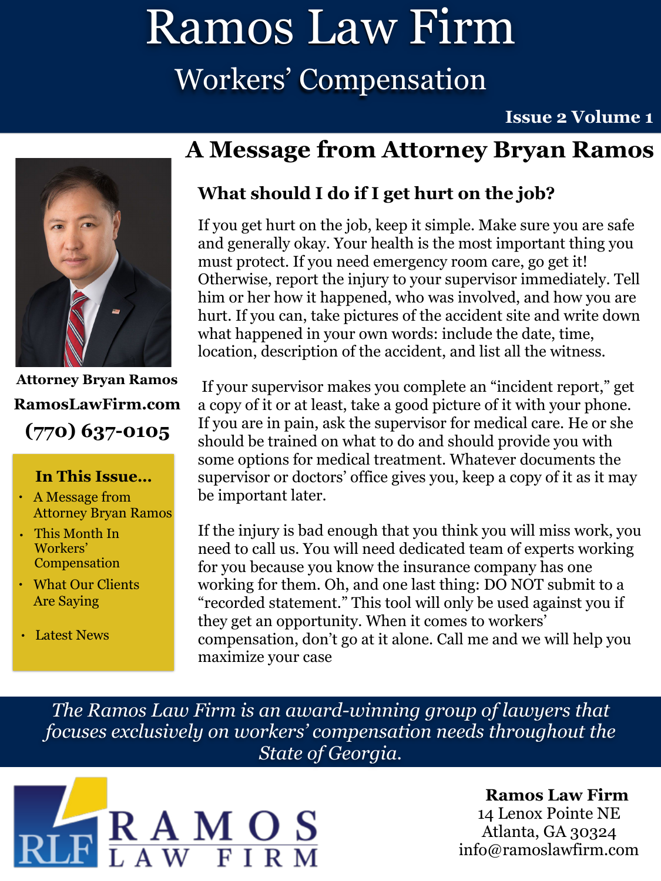# Ramos Law Firm

## Workers' Compensation

**Issue 2 Volume 1**

**Attorney Bryan Ramos**

**RamosLawFirm.com**

**(770) 637-0105**

**In This Issue...**

- A Message from Attorney Bryan Ramos
- This Month In Workers' Compensation
- What Our Clients Are Saying
- Latest News

## A Message from Attorney Bryan Ramos

### What should I do if I get hurt on the job?

If you get hurt on the job, keep it simple. Make sure you are safe and generally okay. Your health is the most important thing you must protect. If you need emergency room care, go get it! Otherwise, report the injury to your supervisor immediately. Tell him or her how it happened, who was involved, and how you are hurt. If you can, take pictures of the accident site and write down what happened in your own words: include the date, time, location, description of the accident, and list all the witness.

If your supervisor makes you complete an "incident report," get a copy of it or at least, take a good picture of it with your phone. If you are in pain, ask the supervisor for medical care. He or she should be trained on what to do and should provide you with some options for medical treatment. Whatever documents the supervisor or doctors' office gives you, keep a copy of it as it may be important later.

If the injury is bad enough that you think you will miss work, you need to call us. You will need dedicated team of experts working for you because you know the insurance company has one working for them. Oh, and one last thing: DO NOT submit to a "recorded statement." This tool will only be used against you if they get an opportunity. When it comes to workers' compensation, don't go at it alone. Call me and we will help you maximize your case

*The Ramos Law Firm is an award-winning group of lawyers that focuses exclusively on workers' compensation needs throughout the State of Georgia.*

RLF RAMOS LAW FIRM

**Ramos Law Firm**
14 Lenox Pointe NE
Atlanta, GA 30324
info@ramoslawfirm.com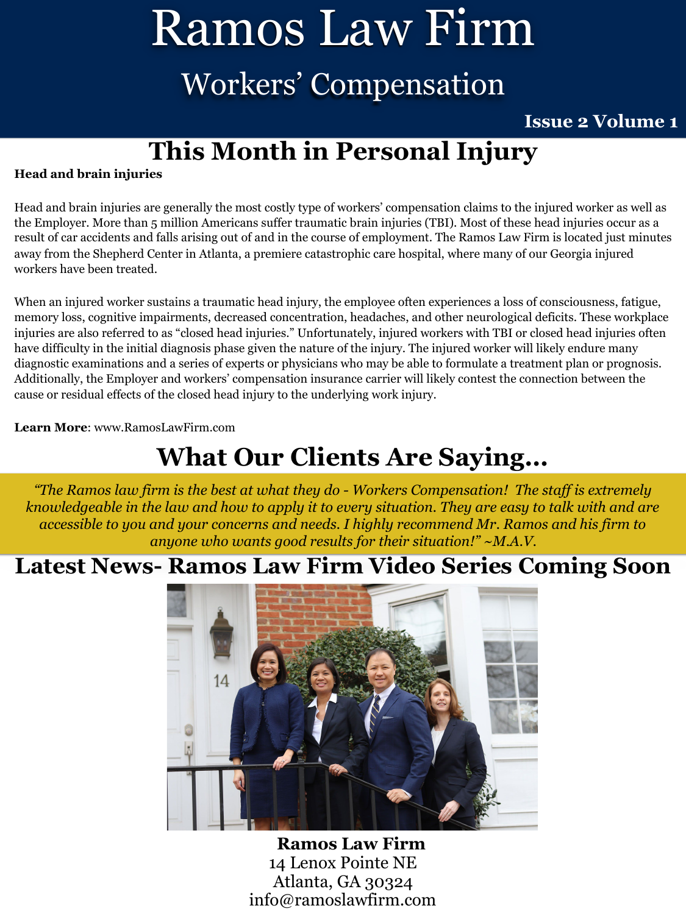# Ramos Law Firm

## Workers' Compensation

**Issue 2 Volume 1**

## This Month in Personal Injury

**Head and brain injuries**

Head and brain injuries are generally the most costly type of workers' compensation claims to the injured worker as well as the Employer. More than 5 million Americans suffer traumatic brain injuries (TBI). Most of these head injuries occur as a result of car accidents and falls arising out of and in the course of employment. The Ramos Law Firm is located just minutes away from the Shepherd Center in Atlanta, a premiere catastrophic care hospital, where many of our Georgia injured workers have been treated.

When an injured worker sustains a traumatic head injury, the employee often experiences a loss of consciousness, fatigue, memory loss, cognitive impairments, decreased concentration, headaches, and other neurological deficits. These workplace injuries are also referred to as "closed head injuries." Unfortunately, injured workers with TBI or closed head injuries often have difficulty in the initial diagnosis phase given the nature of the injury. The injured worker will likely endure many diagnostic examinations and a series of experts or physicians who may be able to formulate a treatment plan or prognosis. Additionally, the Employer and workers' compensation insurance carrier will likely contest the connection between the cause or residual effects of the closed head injury to the underlying work injury.

**Learn More**: www.RamosLawFirm.com

## What Our Clients Are Saying...

*"The Ramos law firm is the best at what they do - Workers Compensation! The staff is extremely knowledgeable in the law and how to apply it to every situation. They are easy to talk with and are accessible to you and your concerns and needs. I highly recommend Mr. Ramos and his firm to anyone who wants good results for their situation!" ~M.A.V.*

## Latest News- Ramos Law Firm Video Series Coming Soon

**Ramos Law Firm**
14 Lenox Pointe NE
Atlanta, GA 30324
info@ramoslawfirm.com